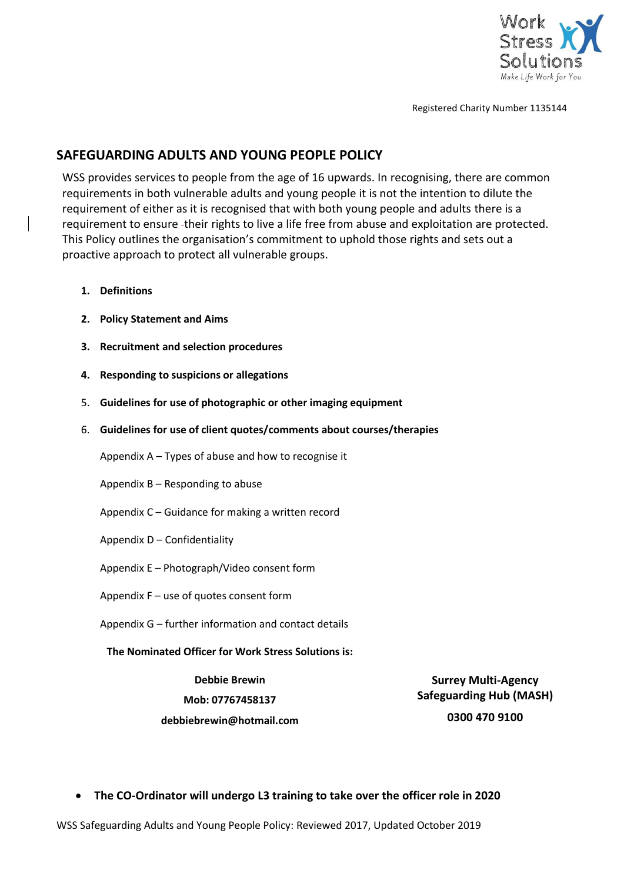Work Stress Solutions
Make Life Work for You

Registered Charity Number 1135144

## SAFEGUARDING ADULTS AND YOUNG PEOPLE POLICY

WSS provides services to people from the age of 16 upwards. In recognising, there are common requirements in both vulnerable adults and young people it is not the intention to dilute the requirement of either as it is recognised that with both young people and adults there is a requirement to ensure their rights to live a life free from abuse and exploitation are protected. This Policy outlines the organisation's commitment to uphold those rights and sets out a proactive approach to protect all vulnerable groups.

1. **Definitions**
2. **Policy Statement and Aims**
3. **Recruitment and selection procedures**
4. **Responding to suspicions or allegations**
5. **Guidelines for use of photographic or other imaging equipment**
6. **Guidelines for use of client quotes/comments about courses/therapies**

Appendix A – Types of abuse and how to recognise it

Appendix B – Responding to abuse

Appendix C – Guidance for making a written record

Appendix D – Confidentiality

Appendix E – Photograph/Video consent form

Appendix F – use of quotes consent form

Appendix G – further information and contact details

**The Nominated Officer for Work Stress Solutions is:**

| | |
|---|---|
| **Debbie Brewin** | **Surrey Multi-Agency Safeguarding Hub (MASH)** |
| **Mob: 07767458137** | **0300 470 9100** |
| **debbiebrewin@hotmail.com** | |

- **The CO-Ordinator will undergo L3 training to take over the officer role in 2020**

WSS Safeguarding Adults and Young People Policy: Reviewed 2017, Updated October 2019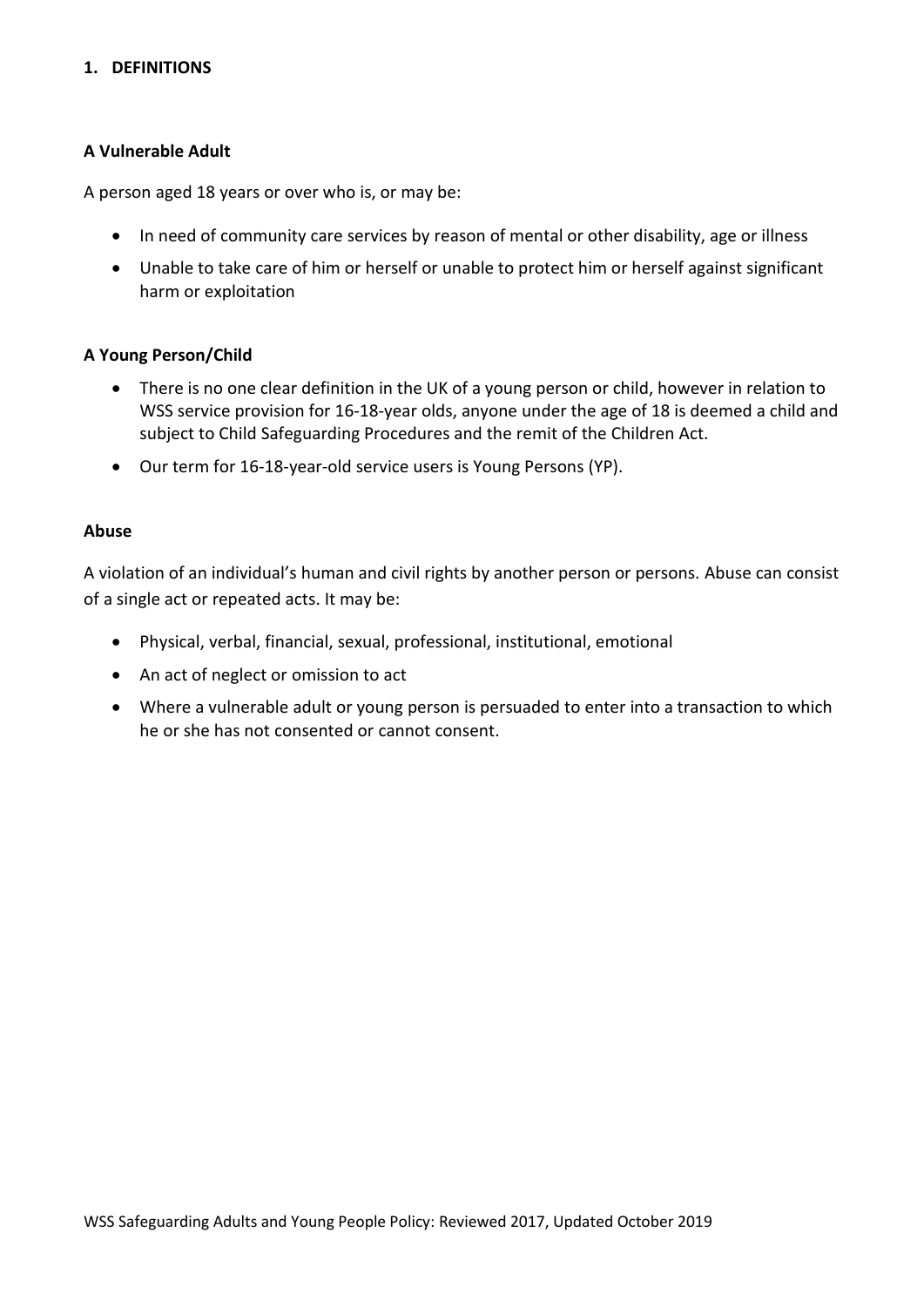## 1. DEFINITIONS

### A Vulnerable Adult

A person aged 18 years or over who is, or may be:

- In need of community care services by reason of mental or other disability, age or illness
- Unable to take care of him or herself or unable to protect him or herself against significant harm or exploitation

### A Young Person/Child

- There is no one clear definition in the UK of a young person or child, however in relation to WSS service provision for 16-18-year olds, anyone under the age of 18 is deemed a child and subject to Child Safeguarding Procedures and the remit of the Children Act.
- Our term for 16-18-year-old service users is Young Persons (YP).

### Abuse

A violation of an individual's human and civil rights by another person or persons. Abuse can consist of a single act or repeated acts. It may be:

- Physical, verbal, financial, sexual, professional, institutional, emotional
- An act of neglect or omission to act
- Where a vulnerable adult or young person is persuaded to enter into a transaction to which he or she has not consented or cannot consent.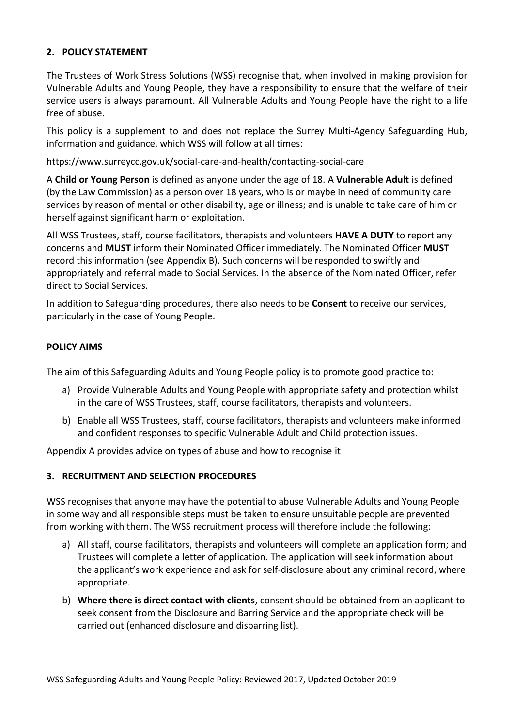## 2. POLICY STATEMENT

The Trustees of Work Stress Solutions (WSS) recognise that, when involved in making provision for Vulnerable Adults and Young People, they have a responsibility to ensure that the welfare of their service users is always paramount. All Vulnerable Adults and Young People have the right to a life free of abuse.

This policy is a supplement to and does not replace the Surrey Multi-Agency Safeguarding Hub, information and guidance, which WSS will follow at all times:

https://www.surreycc.gov.uk/social-care-and-health/contacting-social-care

A **Child or Young Person** is defined as anyone under the age of 18. A **Vulnerable Adult** is defined (by the Law Commission) as a person over 18 years, who is or maybe in need of community care services by reason of mental or other disability, age or illness; and is unable to take care of him or herself against significant harm or exploitation.

All WSS Trustees, staff, course facilitators, therapists and volunteers **HAVE A DUTY** to report any concerns and **MUST** inform their Nominated Officer immediately. The Nominated Officer **MUST** record this information (see Appendix B). Such concerns will be responded to swiftly and appropriately and referral made to Social Services. In the absence of the Nominated Officer, refer direct to Social Services.

In addition to Safeguarding procedures, there also needs to be **Consent** to receive our services, particularly in the case of Young People.

### POLICY AIMS

The aim of this Safeguarding Adults and Young People policy is to promote good practice to:

a) Provide Vulnerable Adults and Young People with appropriate safety and protection whilst in the care of WSS Trustees, staff, course facilitators, therapists and volunteers.
b) Enable all WSS Trustees, staff, course facilitators, therapists and volunteers make informed and confident responses to specific Vulnerable Adult and Child protection issues.

Appendix A provides advice on types of abuse and how to recognise it

## 3. RECRUITMENT AND SELECTION PROCEDURES

WSS recognises that anyone may have the potential to abuse Vulnerable Adults and Young People in some way and all responsible steps must be taken to ensure unsuitable people are prevented from working with them. The WSS recruitment process will therefore include the following:

a) All staff, course facilitators, therapists and volunteers will complete an application form; and Trustees will complete a letter of application. The application will seek information about the applicant's work experience and ask for self-disclosure about any criminal record, where appropriate.
b) **Where there is direct contact with clients**, consent should be obtained from an applicant to seek consent from the Disclosure and Barring Service and the appropriate check will be carried out (enhanced disclosure and disbarring list).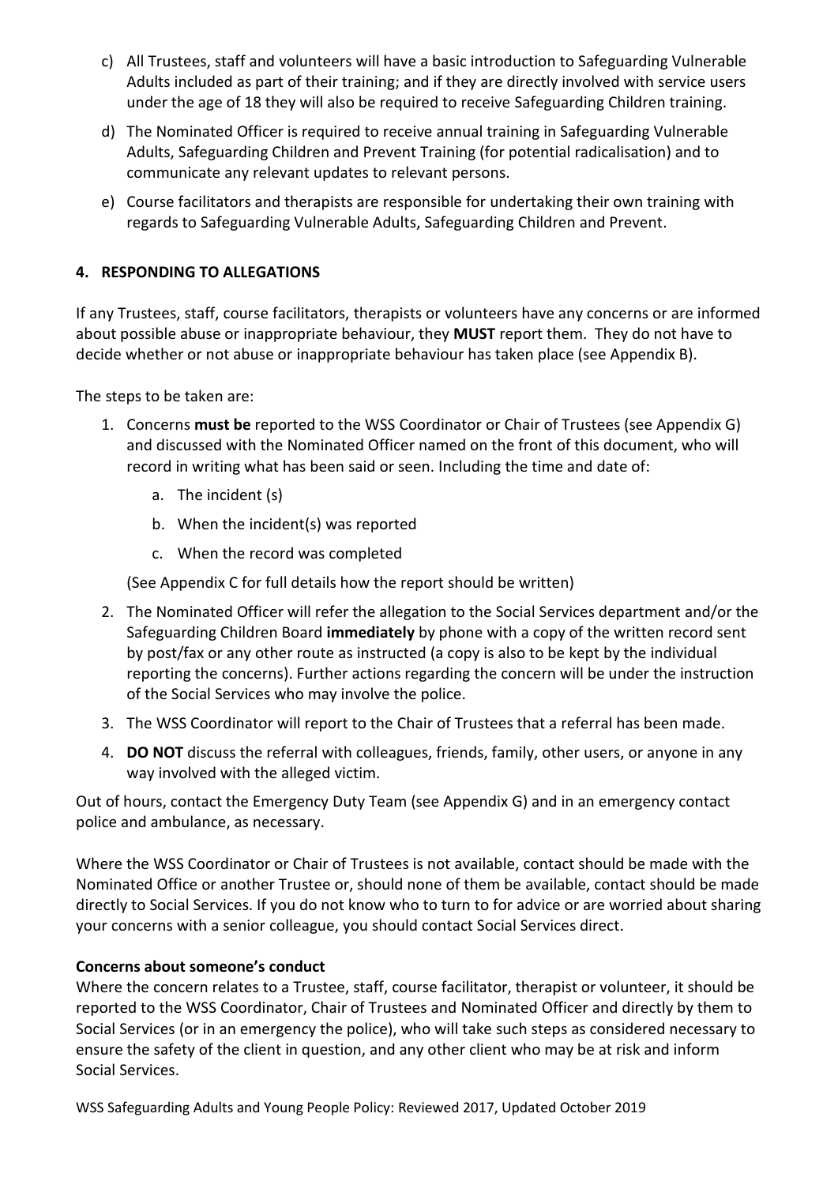c) All Trustees, staff and volunteers will have a basic introduction to Safeguarding Vulnerable Adults included as part of their training; and if they are directly involved with service users under the age of 18 they will also be required to receive Safeguarding Children training.

d) The Nominated Officer is required to receive annual training in Safeguarding Vulnerable Adults, Safeguarding Children and Prevent Training (for potential radicalisation) and to communicate any relevant updates to relevant persons.

e) Course facilitators and therapists are responsible for undertaking their own training with regards to Safeguarding Vulnerable Adults, Safeguarding Children and Prevent.

## 4. RESPONDING TO ALLEGATIONS

If any Trustees, staff, course facilitators, therapists or volunteers have any concerns or are informed about possible abuse or inappropriate behaviour, they **MUST** report them. They do not have to decide whether or not abuse or inappropriate behaviour has taken place (see Appendix B).

The steps to be taken are:

1. Concerns **must be** reported to the WSS Coordinator or Chair of Trustees (see Appendix G) and discussed with the Nominated Officer named on the front of this document, who will record in writing what has been said or seen. Including the time and date of:
    a. The incident (s)
    b. When the incident(s) was reported
    c. When the record was completed

    (See Appendix C for full details how the report should be written)

2. The Nominated Officer will refer the allegation to the Social Services department and/or the Safeguarding Children Board **immediately** by phone with a copy of the written record sent by post/fax or any other route as instructed (a copy is also to be kept by the individual reporting the concerns). Further actions regarding the concern will be under the instruction of the Social Services who may involve the police.
3. The WSS Coordinator will report to the Chair of Trustees that a referral has been made.
4. **DO NOT** discuss the referral with colleagues, friends, family, other users, or anyone in any way involved with the alleged victim.

Out of hours, contact the Emergency Duty Team (see Appendix G) and in an emergency contact police and ambulance, as necessary.

Where the WSS Coordinator or Chair of Trustees is not available, contact should be made with the Nominated Office or another Trustee or, should none of them be available, contact should be made directly to Social Services. If you do not know who to turn to for advice or are worried about sharing your concerns with a senior colleague, you should contact Social Services direct.

**Concerns about someone's conduct**

Where the concern relates to a Trustee, staff, course facilitator, therapist or volunteer, it should be reported to the WSS Coordinator, Chair of Trustees and Nominated Officer and directly by them to Social Services (or in an emergency the police), who will take such steps as considered necessary to ensure the safety of the client in question, and any other client who may be at risk and inform Social Services.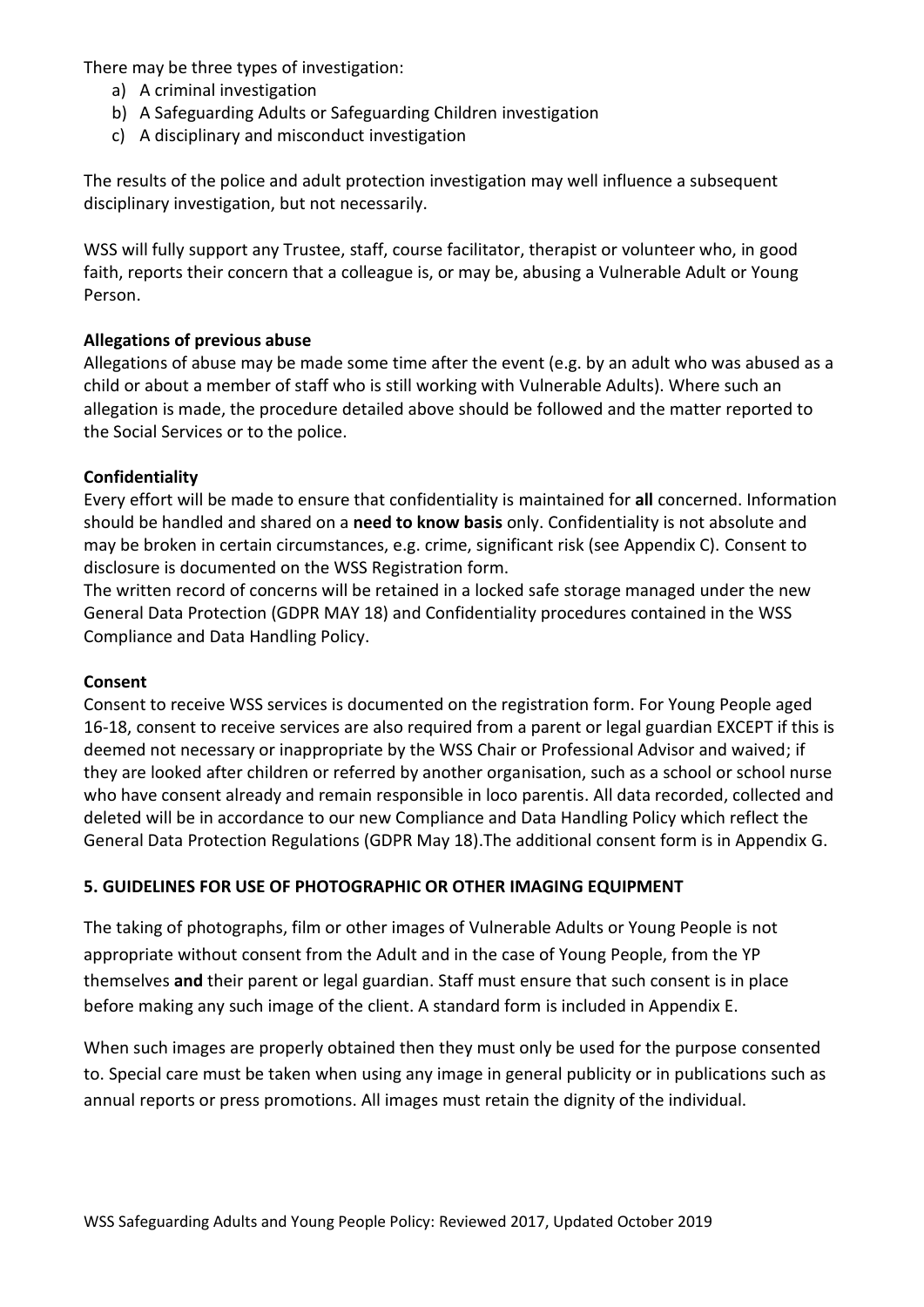There may be three types of investigation:

a) A criminal investigation
b) A Safeguarding Adults or Safeguarding Children investigation
c) A disciplinary and misconduct investigation

The results of the police and adult protection investigation may well influence a subsequent disciplinary investigation, but not necessarily.

WSS will fully support any Trustee, staff, course facilitator, therapist or volunteer who, in good faith, reports their concern that a colleague is, or may be, abusing a Vulnerable Adult or Young Person.

**Allegations of previous abuse**

Allegations of abuse may be made some time after the event (e.g. by an adult who was abused as a child or about a member of staff who is still working with Vulnerable Adults). Where such an allegation is made, the procedure detailed above should be followed and the matter reported to the Social Services or to the police.

**Confidentiality**

Every effort will be made to ensure that confidentiality is maintained for **all** concerned. Information should be handled and shared on a **need to know basis** only. Confidentiality is not absolute and may be broken in certain circumstances, e.g. crime, significant risk (see Appendix C). Consent to disclosure is documented on the WSS Registration form.

The written record of concerns will be retained in a locked safe storage managed under the new General Data Protection (GDPR MAY 18) and Confidentiality procedures contained in the WSS Compliance and Data Handling Policy.

**Consent**

Consent to receive WSS services is documented on the registration form. For Young People aged 16-18, consent to receive services are also required from a parent or legal guardian EXCEPT if this is deemed not necessary or inappropriate by the WSS Chair or Professional Advisor and waived; if they are looked after children or referred by another organisation, such as a school or school nurse who have consent already and remain responsible in loco parentis. All data recorded, collected and deleted will be in accordance to our new Compliance and Data Handling Policy which reflect the General Data Protection Regulations (GDPR May 18).The additional consent form is in Appendix G.

## 5. GUIDELINES FOR USE OF PHOTOGRAPHIC OR OTHER IMAGING EQUIPMENT

The taking of photographs, film or other images of Vulnerable Adults or Young People is not appropriate without consent from the Adult and in the case of Young People, from the YP themselves **and** their parent or legal guardian. Staff must ensure that such consent is in place before making any such image of the client. A standard form is included in Appendix E.

When such images are properly obtained then they must only be used for the purpose consented to. Special care must be taken when using any image in general publicity or in publications such as annual reports or press promotions. All images must retain the dignity of the individual.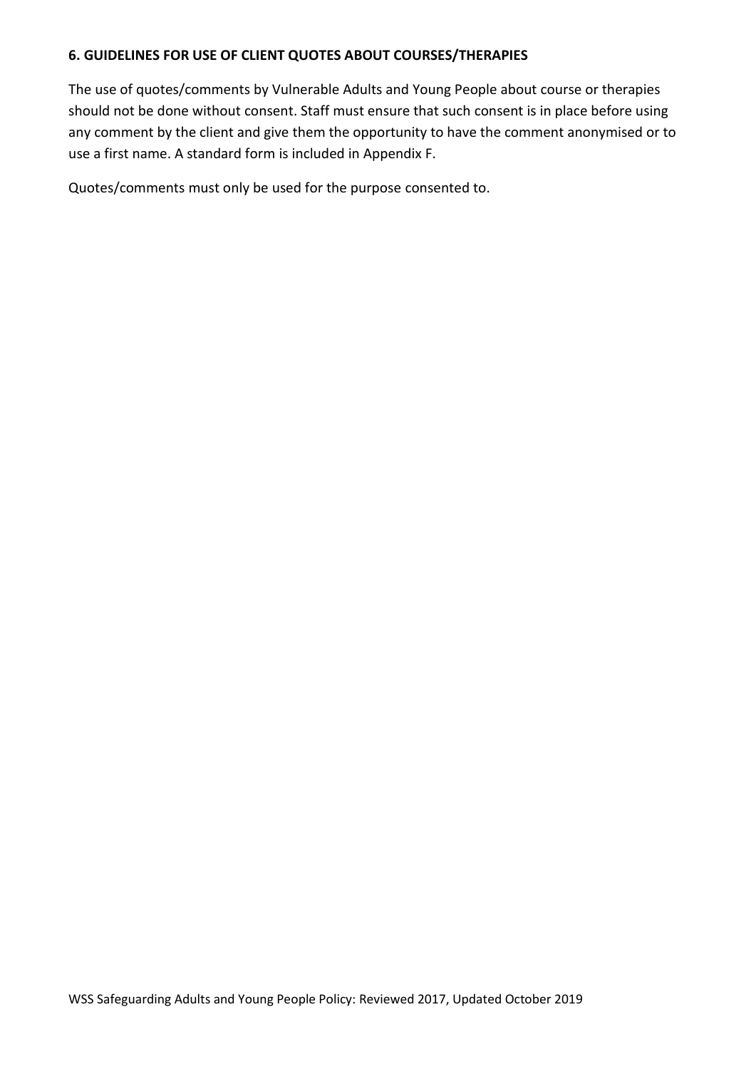## 6. GUIDELINES FOR USE OF CLIENT QUOTES ABOUT COURSES/THERAPIES

The use of quotes/comments by Vulnerable Adults and Young People about course or therapies should not be done without consent. Staff must ensure that such consent is in place before using any comment by the client and give them the opportunity to have the comment anonymised or to use a first name. A standard form is included in Appendix F.

Quotes/comments must only be used for the purpose consented to.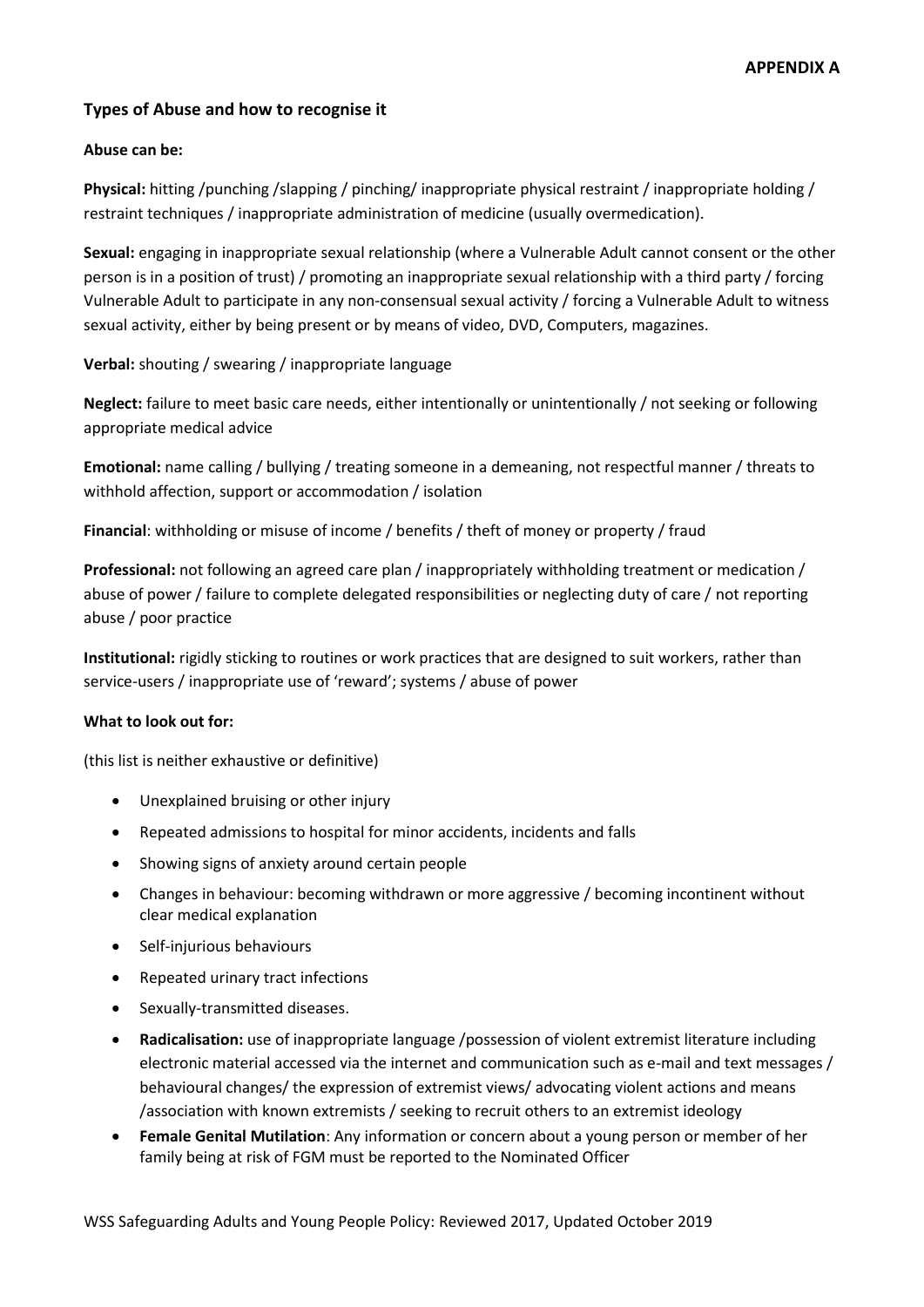**APPENDIX A**

## Types of Abuse and how to recognise it

**Abuse can be:**

**Physical:** hitting /punching /slapping / pinching/ inappropriate physical restraint / inappropriate holding / restraint techniques / inappropriate administration of medicine (usually overmedication).

**Sexual:** engaging in inappropriate sexual relationship (where a Vulnerable Adult cannot consent or the other person is in a position of trust) / promoting an inappropriate sexual relationship with a third party / forcing Vulnerable Adult to participate in any non-consensual sexual activity / forcing a Vulnerable Adult to witness sexual activity, either by being present or by means of video, DVD, Computers, magazines.

**Verbal:** shouting / swearing / inappropriate language

**Neglect:** failure to meet basic care needs, either intentionally or unintentionally / not seeking or following appropriate medical advice

**Emotional:** name calling / bullying / treating someone in a demeaning, not respectful manner / threats to withhold affection, support or accommodation / isolation

**Financial**: withholding or misuse of income / benefits / theft of money or property / fraud

**Professional:** not following an agreed care plan / inappropriately withholding treatment or medication / abuse of power / failure to complete delegated responsibilities or neglecting duty of care / not reporting abuse / poor practice

**Institutional:** rigidly sticking to routines or work practices that are designed to suit workers, rather than service-users / inappropriate use of 'reward'; systems / abuse of power

**What to look out for:**

(this list is neither exhaustive or definitive)

- Unexplained bruising or other injury
- Repeated admissions to hospital for minor accidents, incidents and falls
- Showing signs of anxiety around certain people
- Changes in behaviour: becoming withdrawn or more aggressive / becoming incontinent without clear medical explanation
- Self-injurious behaviours
- Repeated urinary tract infections
- Sexually-transmitted diseases.
- **Radicalisation:** use of inappropriate language /possession of violent extremist literature including electronic material accessed via the internet and communication such as e-mail and text messages / behavioural changes/ the expression of extremist views/ advocating violent actions and means /association with known extremists / seeking to recruit others to an extremist ideology
- **Female Genital Mutilation**: Any information or concern about a young person or member of her family being at risk of FGM must be reported to the Nominated Officer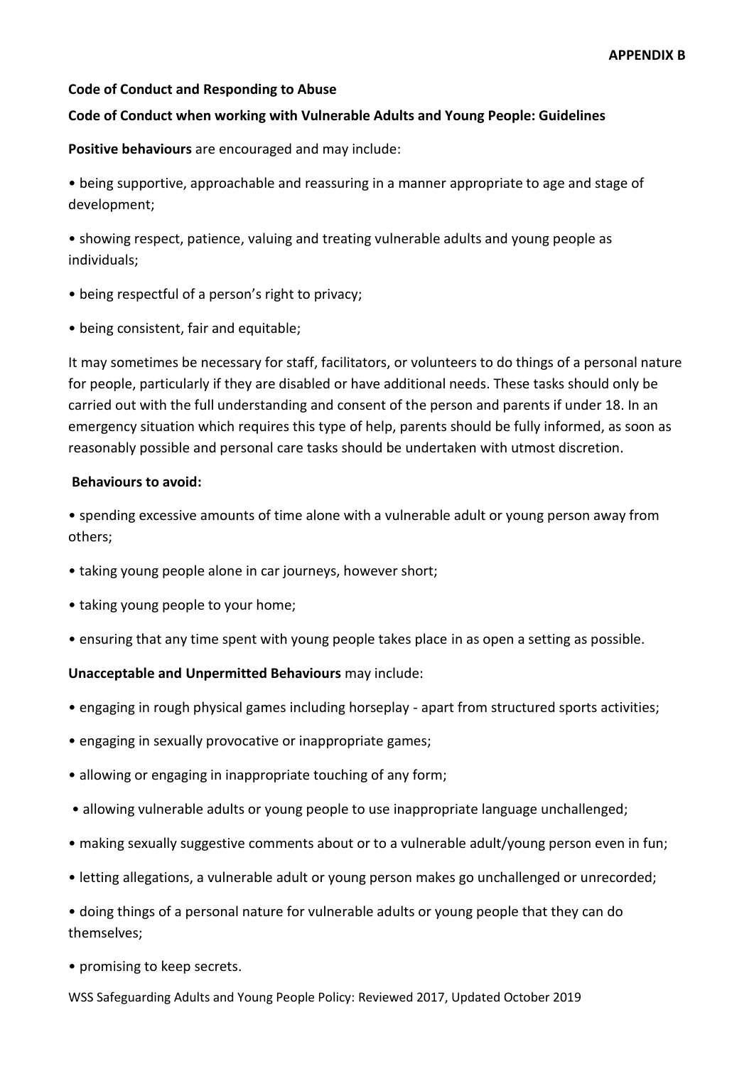**APPENDIX B**

**Code of Conduct and Responding to Abuse**

**Code of Conduct when working with Vulnerable Adults and Young People: Guidelines**

**Positive behaviours** are encouraged and may include:

- being supportive, approachable and reassuring in a manner appropriate to age and stage of development;
- showing respect, patience, valuing and treating vulnerable adults and young people as individuals;
- being respectful of a person's right to privacy;
- being consistent, fair and equitable;

It may sometimes be necessary for staff, facilitators, or volunteers to do things of a personal nature for people, particularly if they are disabled or have additional needs. These tasks should only be carried out with the full understanding and consent of the person and parents if under 18. In an emergency situation which requires this type of help, parents should be fully informed, as soon as reasonably possible and personal care tasks should be undertaken with utmost discretion.

**Behaviours to avoid:**

- spending excessive amounts of time alone with a vulnerable adult or young person away from others;
- taking young people alone in car journeys, however short;
- taking young people to your home;
- ensuring that any time spent with young people takes place in as open a setting as possible.

**Unacceptable and Unpermitted Behaviours** may include:

- engaging in rough physical games including horseplay - apart from structured sports activities;
- engaging in sexually provocative or inappropriate games;
- allowing or engaging in inappropriate touching of any form;
- allowing vulnerable adults or young people to use inappropriate language unchallenged;
- making sexually suggestive comments about or to a vulnerable adult/young person even in fun;
- letting allegations, a vulnerable adult or young person makes go unchallenged or unrecorded;
- doing things of a personal nature for vulnerable adults or young people that they can do themselves;
- promising to keep secrets.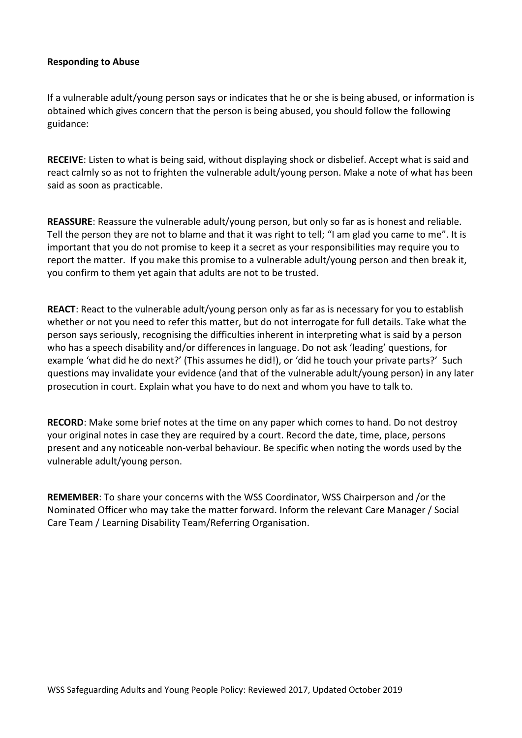**Responding to Abuse**

If a vulnerable adult/young person says or indicates that he or she is being abused, or information is obtained which gives concern that the person is being abused, you should follow the following guidance:

**RECEIVE**: Listen to what is being said, without displaying shock or disbelief. Accept what is said and react calmly so as not to frighten the vulnerable adult/young person. Make a note of what has been said as soon as practicable.

**REASSURE**: Reassure the vulnerable adult/young person, but only so far as is honest and reliable. Tell the person they are not to blame and that it was right to tell; "I am glad you came to me". It is important that you do not promise to keep it a secret as your responsibilities may require you to report the matter. If you make this promise to a vulnerable adult/young person and then break it, you confirm to them yet again that adults are not to be trusted.

**REACT**: React to the vulnerable adult/young person only as far as is necessary for you to establish whether or not you need to refer this matter, but do not interrogate for full details. Take what the person says seriously, recognising the difficulties inherent in interpreting what is said by a person who has a speech disability and/or differences in language. Do not ask 'leading' questions, for example 'what did he do next?' (This assumes he did!), or 'did he touch your private parts?' Such questions may invalidate your evidence (and that of the vulnerable adult/young person) in any later prosecution in court. Explain what you have to do next and whom you have to talk to.

**RECORD**: Make some brief notes at the time on any paper which comes to hand. Do not destroy your original notes in case they are required by a court. Record the date, time, place, persons present and any noticeable non-verbal behaviour. Be specific when noting the words used by the vulnerable adult/young person.

**REMEMBER**: To share your concerns with the WSS Coordinator, WSS Chairperson and /or the Nominated Officer who may take the matter forward. Inform the relevant Care Manager / Social Care Team / Learning Disability Team/Referring Organisation.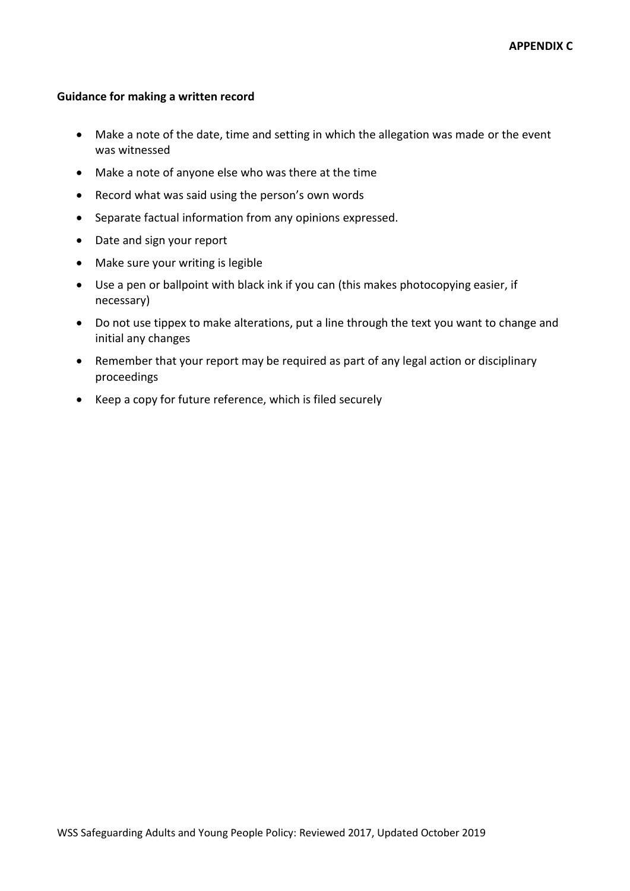**APPENDIX C**

**Guidance for making a written record**

- Make a note of the date, time and setting in which the allegation was made or the event was witnessed
- Make a note of anyone else who was there at the time
- Record what was said using the person's own words
- Separate factual information from any opinions expressed.
- Date and sign your report
- Make sure your writing is legible
- Use a pen or ballpoint with black ink if you can (this makes photocopying easier, if necessary)
- Do not use tippex to make alterations, put a line through the text you want to change and initial any changes
- Remember that your report may be required as part of any legal action or disciplinary proceedings
- Keep a copy for future reference, which is filed securely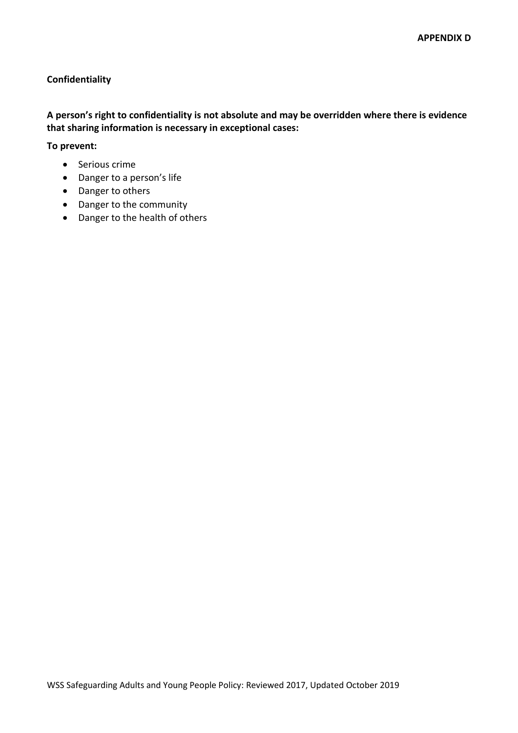**APPENDIX D**

**Confidentiality**

**A person's right to confidentiality is not absolute and may be overridden where there is evidence that sharing information is necessary in exceptional cases:**

**To prevent:**

- Serious crime
- Danger to a person's life
- Danger to others
- Danger to the community
- Danger to the health of others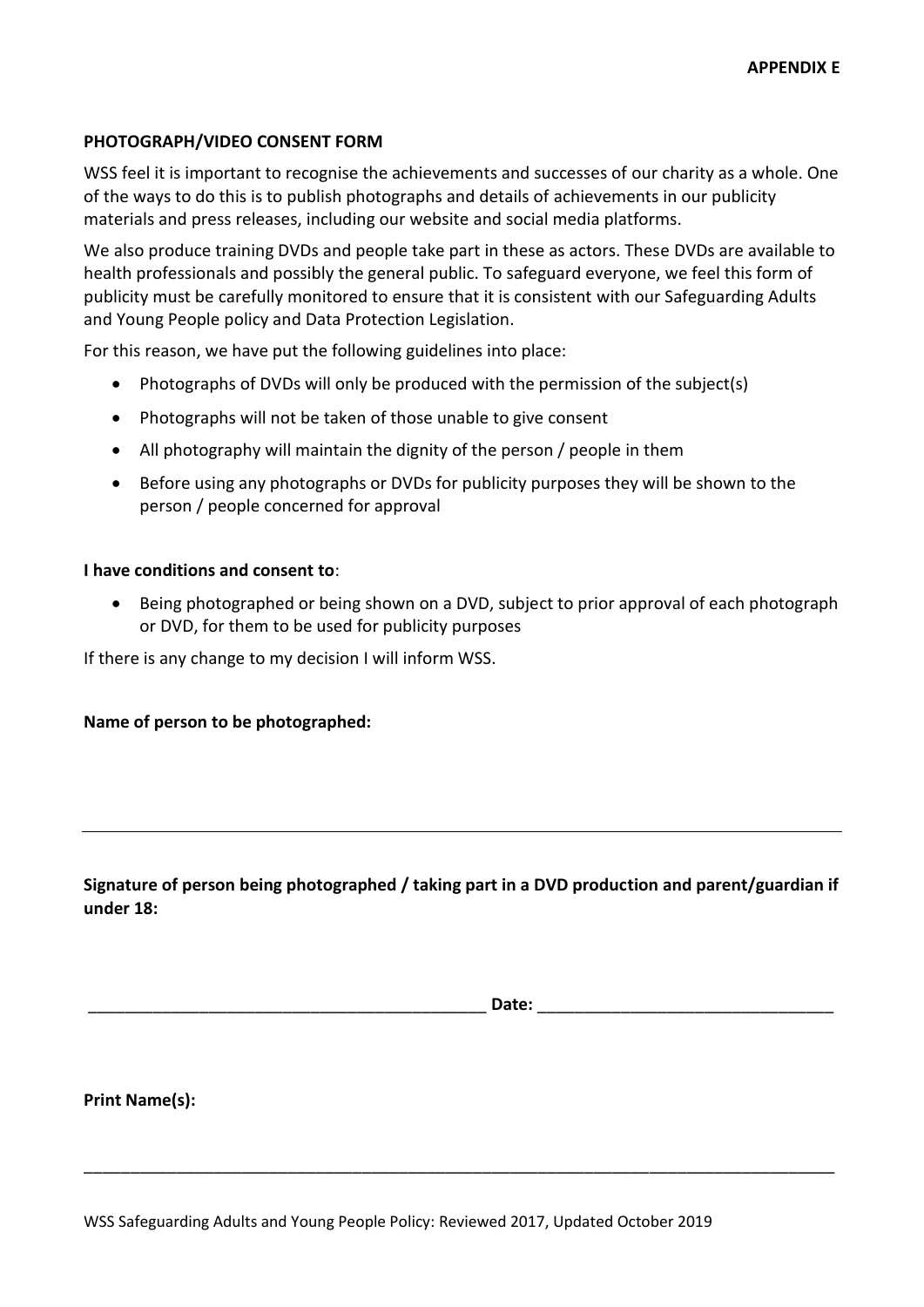**APPENDIX E**

**PHOTOGRAPH/VIDEO CONSENT FORM**

WSS feel it is important to recognise the achievements and successes of our charity as a whole. One of the ways to do this is to publish photographs and details of achievements in our publicity materials and press releases, including our website and social media platforms.

We also produce training DVDs and people take part in these as actors. These DVDs are available to health professionals and possibly the general public. To safeguard everyone, we feel this form of publicity must be carefully monitored to ensure that it is consistent with our Safeguarding Adults and Young People policy and Data Protection Legislation.

For this reason, we have put the following guidelines into place:

- Photographs of DVDs will only be produced with the permission of the subject(s)
- Photographs will not be taken of those unable to give consent
- All photography will maintain the dignity of the person / people in them
- Before using any photographs or DVDs for publicity purposes they will be shown to the person / people concerned for approval

**I have conditions and consent to**:

- Being photographed or being shown on a DVD, subject to prior approval of each photograph or DVD, for them to be used for publicity purposes

If there is any change to my decision I will inform WSS.

**Name of person to be photographed:**

---

**Signature of person being photographed / taking part in a DVD production and parent/guardian if under 18:**

_____________________________________________ **Date:** ________________________________

**Print Name(s):**

_____________________________________________________________________________________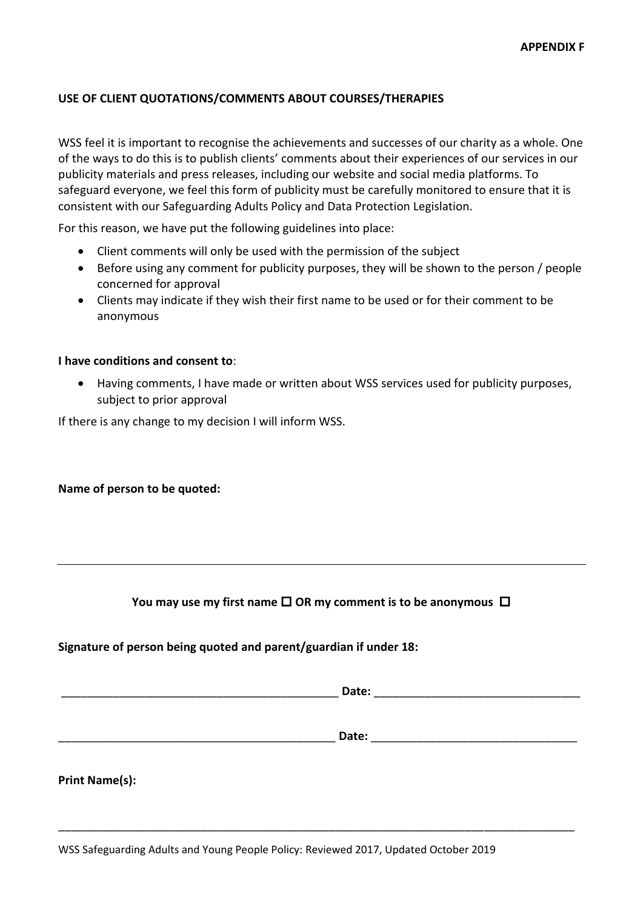**APPENDIX F**

**USE OF CLIENT QUOTATIONS/COMMENTS ABOUT COURSES/THERAPIES**

WSS feel it is important to recognise the achievements and successes of our charity as a whole. One of the ways to do this is to publish clients' comments about their experiences of our services in our publicity materials and press releases, including our website and social media platforms. To safeguard everyone, we feel this form of publicity must be carefully monitored to ensure that it is consistent with our Safeguarding Adults Policy and Data Protection Legislation.

For this reason, we have put the following guidelines into place:

- Client comments will only be used with the permission of the subject
- Before using any comment for publicity purposes, they will be shown to the person / people concerned for approval
- Clients may indicate if they wish their first name to be used or for their comment to be anonymous

**I have conditions and consent to**:

- Having comments, I have made or written about WSS services used for publicity purposes, subject to prior approval

If there is any change to my decision I will inform WSS.

**Name of person to be quoted:**

---

**You may use my first name ☐ OR my comment is to be anonymous ☐**

**Signature of person being quoted and parent/guardian if under 18:**

____________________________________________ **Date:** ________________________________

____________________________________________ **Date:** ________________________________

**Print Name(s):**

_____________________________________________________________________________________

WSS Safeguarding Adults and Young People Policy: Reviewed 2017, Updated October 2019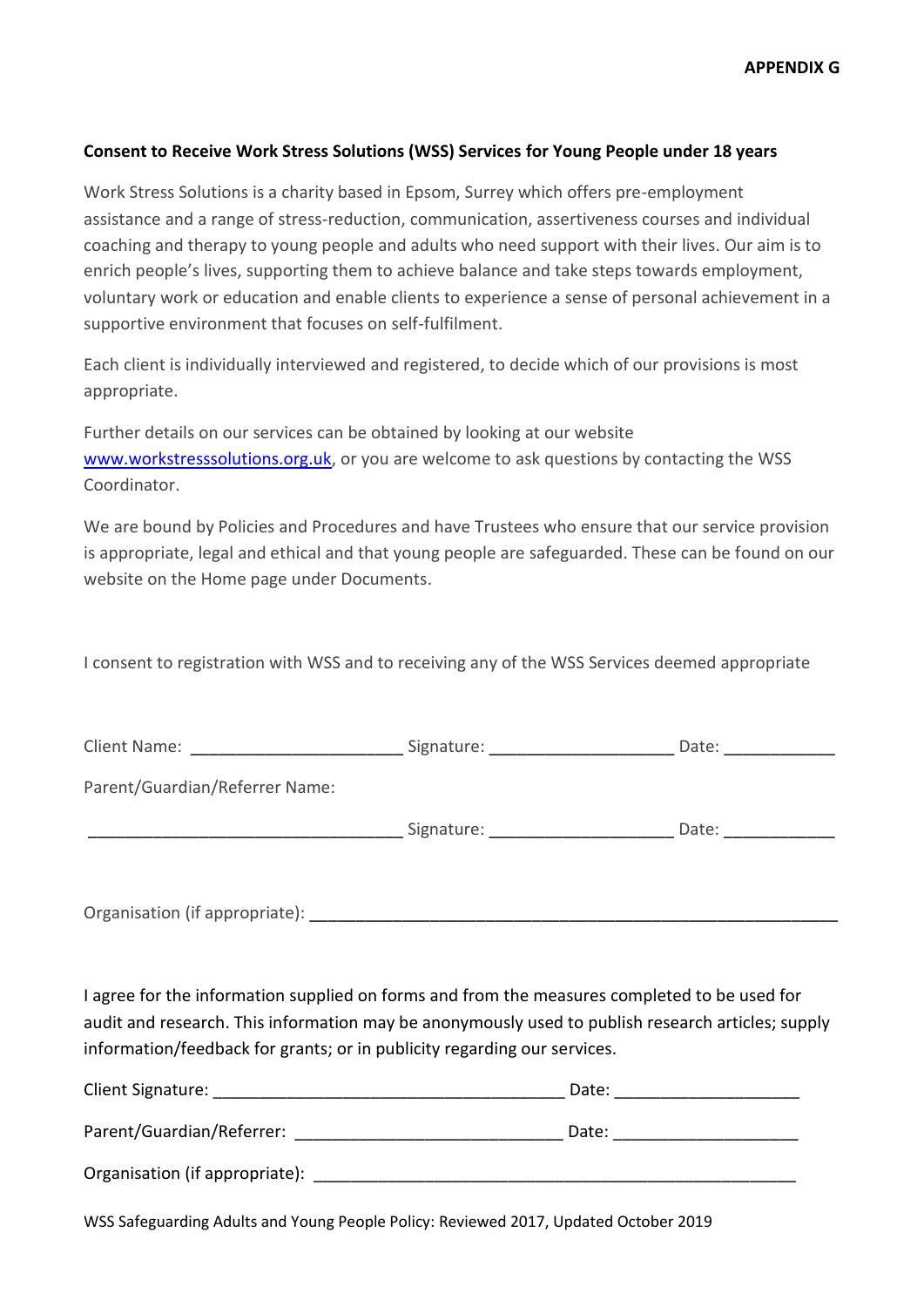**APPENDIX G**

**Consent to Receive Work Stress Solutions (WSS) Services for Young People under 18 years**

Work Stress Solutions is a charity based in Epsom, Surrey which offers pre-employment assistance and a range of stress-reduction, communication, assertiveness courses and individual coaching and therapy to young people and adults who need support with their lives. Our aim is to enrich people's lives, supporting them to achieve balance and take steps towards employment, voluntary work or education and enable clients to experience a sense of personal achievement in a supportive environment that focuses on self-fulfilment.

Each client is individually interviewed and registered, to decide which of our provisions is most appropriate.

Further details on our services can be obtained by looking at our website [www.workstresssolutions.org.uk](http://www.workstresssolutions.org.uk), or you are welcome to ask questions by contacting the WSS Coordinator.

We are bound by Policies and Procedures and have Trustees who ensure that our service provision is appropriate, legal and ethical and that young people are safeguarded. These can be found on our website on the Home page under Documents.

I consent to registration with WSS and to receiving any of the WSS Services deemed appropriate

Client Name: ______________________ Signature: ___________________ Date: ___________

Parent/Guardian/Referrer Name:

_________________________________ Signature: ___________________ Date: ___________

Organisation (if appropriate): _______________________________________________________

I agree for the information supplied on forms and from the measures completed to be used for audit and research. This information may be anonymously used to publish research articles; supply information/feedback for grants; or in publicity regarding our services.

Client Signature: _____________________________________ Date: ___________________

Parent/Guardian/Referrer: ____________________________ Date: ___________________

Organisation (if appropriate): __________________________________________________

WSS Safeguarding Adults and Young People Policy: Reviewed 2017, Updated October 2019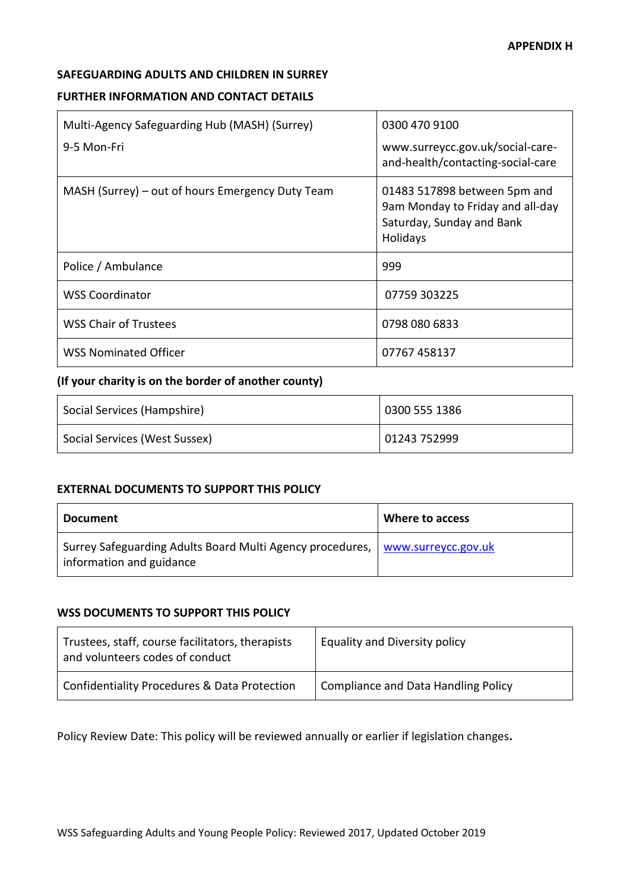**APPENDIX H**

**SAFEGUARDING ADULTS AND CHILDREN IN SURREY**

**FURTHER INFORMATION AND CONTACT DETAILS**

| | |
|---|---|
| Multi-Agency Safeguarding Hub (MASH) (Surrey)<br>9-5 Mon-Fri | 0300 470 9100<br>www.surreycc.gov.uk/social-care-and-health/contacting-social-care |
| MASH (Surrey) – out of hours Emergency Duty Team | 01483 517898 between 5pm and 9am Monday to Friday and all-day Saturday, Sunday and Bank Holidays |
| Police / Ambulance | 999 |
| WSS Coordinator | 07759 303225 |
| WSS Chair of Trustees | 0798 080 6833 |
| WSS Nominated Officer | 07767 458137 |

**(If your charity is on the border of another county)**

| | |
|---|---|
| Social Services (Hampshire) | 0300 555 1386 |
| Social Services (West Sussex) | 01243 752999 |

**EXTERNAL DOCUMENTS TO SUPPORT THIS POLICY**

| **Document** | **Where to access** |
|---|---|
| Surrey Safeguarding Adults Board Multi Agency procedures, information and guidance | www.surreycc.gov.uk |

**WSS DOCUMENTS TO SUPPORT THIS POLICY**

| | |
|---|---|
| Trustees, staff, course facilitators, therapists and volunteers codes of conduct | Equality and Diversity policy |
| Confidentiality Procedures & Data Protection | Compliance and Data Handling Policy |

Policy Review Date: This policy will be reviewed annually or earlier if legislation changes.

WSS Safeguarding Adults and Young People Policy: Reviewed 2017, Updated October 2019